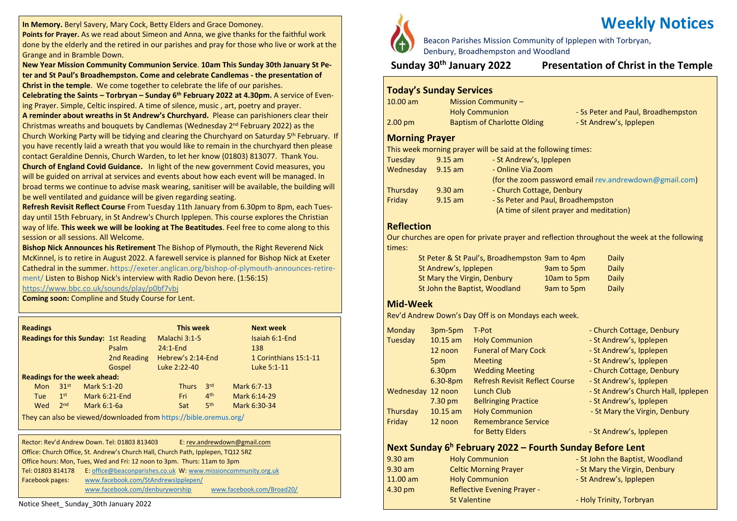**In Memory.** Beryl Savery, Mary Cock, Betty Elders and Grace Domoney.

**Points for Prayer.** As we read about Simeon and Anna, we give thanks for the faithful work done by the elderly and the retired in our parishes and pray for those who live or work at the Grange and in Bramble Down.

**New Year Mission Community Communion Service**. **10am This Sunday 30th January St Peter and St Paul's Broadhempston. Come and celebrate Candlemas - the presentation of Christ in the temple**. We come together to celebrate the life of our parishes.

**Celebrating the Saints – Torbryan – Sunday 6th February 2022 at 4.30pm.** A service of Evening Prayer. Simple, Celtic inspired. A time of silence, music , art, poetry and prayer.

**A reminder about wreaths in St Andrew's Churchyard.** Please can parishioners clear their Christmas wreaths and bouquets by Candlemas (Wednesday 2nd February 2022) as the Church Working Party will be tidying and clearing the Churchyard on Saturday 5th February. If you have recently laid a wreath that you would like to remain in the churchyard then please contact Geraldine Dennis, Church Warden, to let her know (01803) 813077. Thank You.

**Church of England Covid Guidance.** In light of the new government Covid measures, you will be guided on arrival at services and events about how each event will be managed. In broad terms we continue to advise mask wearing, sanitiser will be available, the building will be well ventilated and guidance will be given regarding seating.

**Refresh Revisit Reflect Course** From Tuesday 11th January from 6.30pm to 8pm, each Tuesday until 15th February, in St Andrew's Church Ipplepen. This course explores the Christian way of life. **This week we will be looking at The Beatitudes**. Feel free to come along to this session or all sessions. All Welcome.

**Bishop Nick Announces his Retirement** The Bishop of Plymouth, the Right Reverend Nick McKinnel, is to retire in August 2022. A farewell service is planned for Bishop Nick at Exeter Cathedral in the summer. https://exeter.anglican.org/bishop-of-plymouth-announces-retirement/ Listen to Bishop Nick's interview with Radio Devon here. (1:56:15)
https://www.bbc.co.uk/sounds/play/p0bf7vbj

**Coming soon:** Compline and Study Course for Lent.

| **Readings** | | **This week** | **Next week** |
|---|---|---|---|
| **Readings for this Sunday:** | 1st Reading | Malachi 3:1-5 | Isaiah 6:1-End |
| | Psalm | 24:1-End | 138 |
| | 2nd Reading | Hebrew's 2:14-End | 1 Corinthians 15:1-11 |
| | Gospel | Luke 2:22-40 | Luke 5:1-11 |

**Readings for the week ahead:**

| | | | | | |
|---|---|---|---|---|---|
| Mon 31st | Mark 5:1-20 | | Thurs 3rd | Mark 6:7-13 |
| Tue 1st | Mark 6:21-End | | Fri 4th | Mark 6:14-29 |
| Wed 2nd | Mark 6:1-6a | | Sat 5th | Mark 6:30-34 |

They can also be viewed/downloaded from https://bible.oremus.org/

Rector: Rev'd Andrew Down. Tel: 01803 813403 E: rev.andrewdown@gmail.com
Office: Church Office, St. Andrew's Church Hall, Church Path, Ipplepen, TQ12 5RZ
Office hours: Mon, Tues, Wed and Fri: 12 noon to 3pm. Thurs: 11am to 3pm
Tel: 01803 814178 E: office@beaconparishes.co.uk W: www.missioncommunity.org.uk
Facebook pages: www.facebook.com/StAndrewsIpplepen/
www.facebook.com/denburyworship www.facebook.com/Broad20/

Notice Sheet_ Sunday_30th January 2022

# Weekly Notices

Beacon Parishes Mission Community of Ipplepen with Torbryan, Denbury, Broadhempston and Woodland

**Sunday 30th January 2022** **Presentation of Christ in the Temple**

## Today's Sunday Services

| | | |
|---|---|---|
| 10.00 am | Mission Community – Holy Communion | - Ss Peter and Paul, Broadhempston |
| 2.00 pm | Baptism of Charlotte Olding | - St Andrew's, Ipplepen |

## Morning Prayer

This week morning prayer will be said at the following times:

| | | |
|---|---|---|
| Tuesday | 9.15 am | - St Andrew's, Ipplepen |
| Wednesday | 9.15 am | - Online Via Zoom (for the zoom password email rev.andrewdown@gmail.com) |
| Thursday | 9.30 am | - Church Cottage, Denbury |
| Friday | 9.15 am | - Ss Peter and Paul, Broadhempston (A time of silent prayer and meditation) |

## Reflection

Our churches are open for private prayer and reflection throughout the week at the following times:

| | | |
|---|---|---|
| St Peter & St Paul's, Broadhempston | 9am to 4pm | Daily |
| St Andrew's, Ipplepen | 9am to 5pm | Daily |
| St Mary the Virgin, Denbury | 10am to 5pm | Daily |
| St John the Baptist, Woodland | 9am to 5pm | Daily |

## Mid-Week

Rev'd Andrew Down's Day Off is on Mondays each week.

| | | | |
|---|---|---|---|
| Monday | 3pm-5pm | T-Pot | - Church Cottage, Denbury |
| Tuesday | 10.15 am | Holy Communion | - St Andrew's, Ipplepen |
| | 12 noon | Funeral of Mary Cock | - St Andrew's, Ipplepen |
| | 5pm | Meeting | - St Andrew's, Ipplepen |
| | 6.30pm | Wedding Meeting | - Church Cottage, Denbury |
| | 6.30-8pm | Refresh Revisit Reflect Course | - St Andrew's, Ipplepen |
| Wednesday | 12 noon | Lunch Club | - St Andrew's Church Hall, Ipplepen |
| | 7.30 pm | Bellringing Practice | - St Andrew's, Ipplepen |
| Thursday | 10.15 am | Holy Communion | - St Mary the Virgin, Denbury |
| Friday | 12 noon | Remembrance Service for Betty Elders | - St Andrew's, Ipplepen |

## Next Sunday 6h February 2022 – Fourth Sunday Before Lent

| | | |
|---|---|---|
| 9.30 am | Holy Communion | - St John the Baptist, Woodland |
| 9.30 am | Celtic Morning Prayer | - St Mary the Virgin, Denbury |
| 11.00 am | Holy Communion | - St Andrew's, Ipplepen |
| 4.30 pm | Reflective Evening Prayer - St Valentine | - Holy Trinity, Torbryan |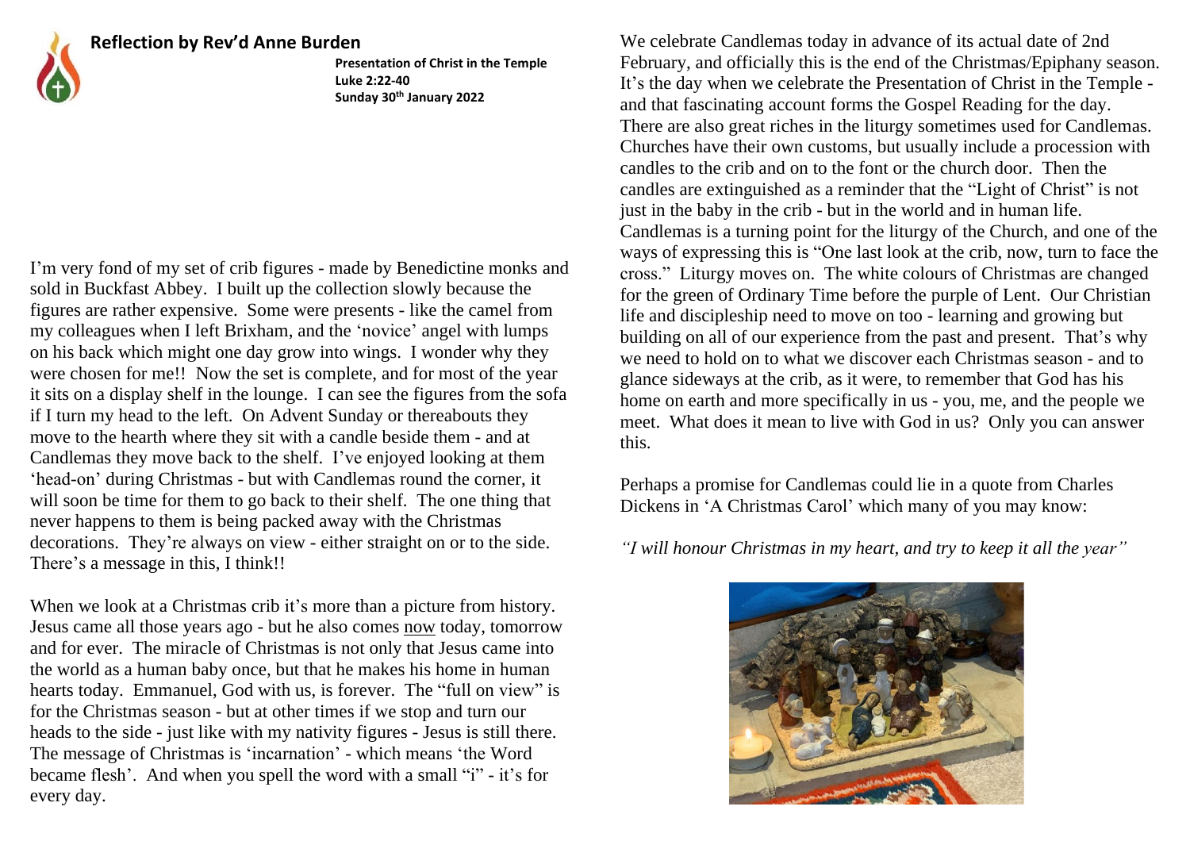## Reflection by Rev'd Anne Burden

**Presentation of Christ in the Temple**
**Luke 2:22-40**
**Sunday 30th January 2022**

I'm very fond of my set of crib figures - made by Benedictine monks and sold in Buckfast Abbey. I built up the collection slowly because the figures are rather expensive. Some were presents - like the camel from my colleagues when I left Brixham, and the 'novice' angel with lumps on his back which might one day grow into wings. I wonder why they were chosen for me!! Now the set is complete, and for most of the year it sits on a display shelf in the lounge. I can see the figures from the sofa if I turn my head to the left. On Advent Sunday or thereabouts they move to the hearth where they sit with a candle beside them - and at Candlemas they move back to the shelf. I've enjoyed looking at them 'head-on' during Christmas - but with Candlemas round the corner, it will soon be time for them to go back to their shelf. The one thing that never happens to them is being packed away with the Christmas decorations. They're always on view - either straight on or to the side. There's a message in this, I think!!

When we look at a Christmas crib it's more than a picture from history. Jesus came all those years ago - but he also comes now today, tomorrow and for ever. The miracle of Christmas is not only that Jesus came into the world as a human baby once, but that he makes his home in human hearts today. Emmanuel, God with us, is forever. The "full on view" is for the Christmas season - but at other times if we stop and turn our heads to the side - just like with my nativity figures - Jesus is still there. The message of Christmas is 'incarnation' - which means 'the Word became flesh'. And when you spell the word with a small "i" - it's for every day.

We celebrate Candlemas today in advance of its actual date of 2nd February, and officially this is the end of the Christmas/Epiphany season. It's the day when we celebrate the Presentation of Christ in the Temple - and that fascinating account forms the Gospel Reading for the day. There are also great riches in the liturgy sometimes used for Candlemas. Churches have their own customs, but usually include a procession with candles to the crib and on to the font or the church door. Then the candles are extinguished as a reminder that the "Light of Christ" is not just in the baby in the crib - but in the world and in human life. Candlemas is a turning point for the liturgy of the Church, and one of the ways of expressing this is "One last look at the crib, now, turn to face the cross." Liturgy moves on. The white colours of Christmas are changed for the green of Ordinary Time before the purple of Lent. Our Christian life and discipleship need to move on too - learning and growing but building on all of our experience from the past and present. That's why we need to hold on to what we discover each Christmas season - and to glance sideways at the crib, as it were, to remember that God has his home on earth and more specifically in us - you, me, and the people we meet. What does it mean to live with God in us? Only you can answer this.

Perhaps a promise for Candlemas could lie in a quote from Charles Dickens in 'A Christmas Carol' which many of you may know:

*"I will honour Christmas in my heart, and try to keep it all the year"*